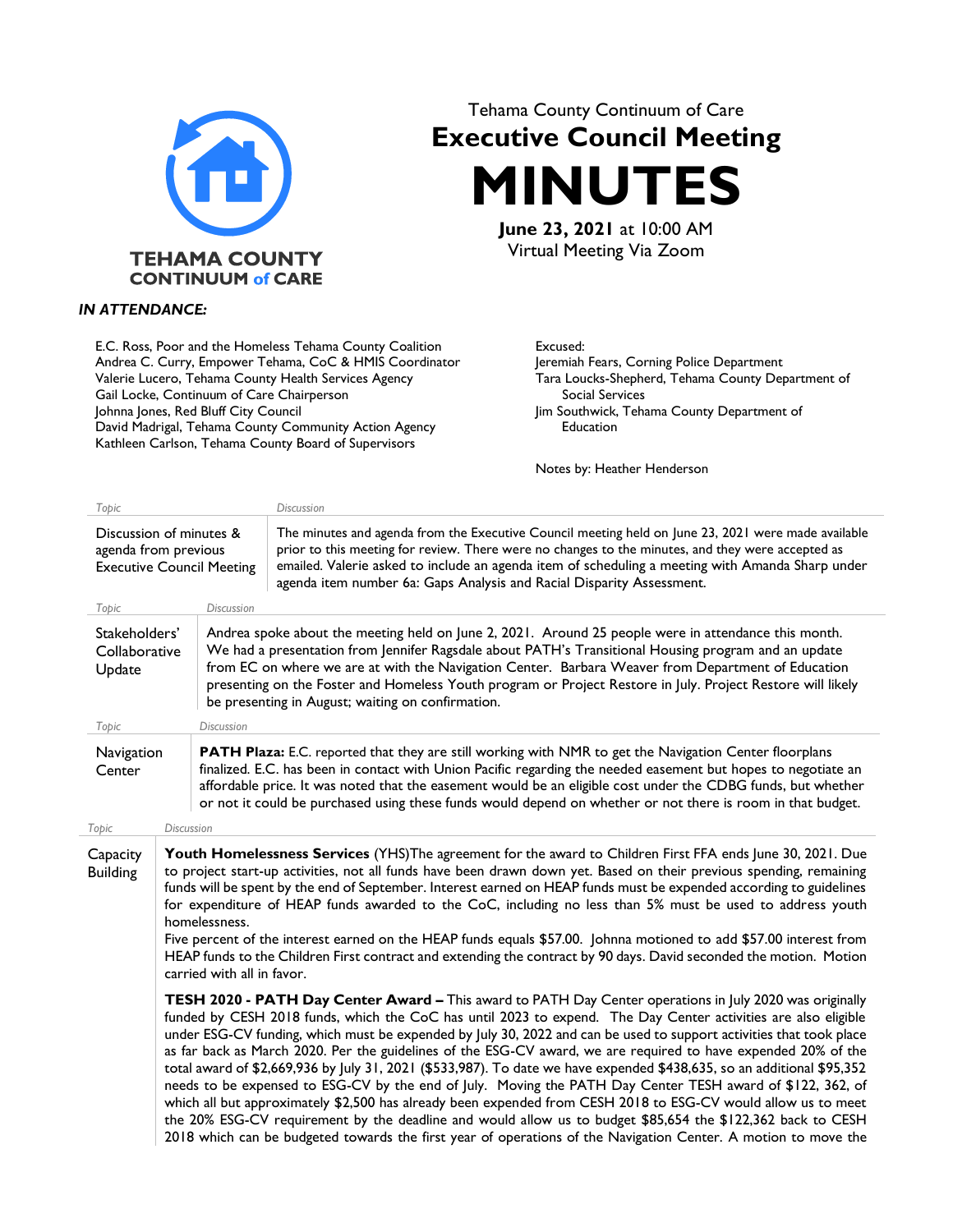TEHAMA COUNTY CONTINUUM of CARE

Tehama County Continuum of Care

# Executive Council Meeting

# MINUTES

**June 23, 2021** at 10:00 AM
Virtual Meeting Via Zoom

***IN ATTENDANCE:***

E.C. Ross, Poor and the Homeless Tehama County Coalition
Andrea C. Curry, Empower Tehama, CoC & HMIS Coordinator
Valerie Lucero, Tehama County Health Services Agency
Gail Locke, Continuum of Care Chairperson
Johnna Jones, Red Bluff City Council
David Madrigal, Tehama County Community Action Agency
Kathleen Carlson, Tehama County Board of Supervisors

Excused:
Jeremiah Fears, Corning Police Department
Tara Loucks-Shepherd, Tehama County Department of Social Services
Jim Southwick, Tehama County Department of Education

Notes by: Heather Henderson

| Topic | Discussion |
|---|---|
| Discussion of minutes & agenda from previous Executive Council Meeting | The minutes and agenda from the Executive Council meeting held on June 23, 2021 were made available prior to this meeting for review. There were no changes to the minutes, and they were accepted as emailed. Valerie asked to include an agenda item of scheduling a meeting with Amanda Sharp under agenda item number 6a: Gaps Analysis and Racial Disparity Assessment. |

| Topic | Discussion |
|---|---|
| Stakeholders' Collaborative Update | Andrea spoke about the meeting held on June 2, 2021. Around 25 people were in attendance this month. We had a presentation from Jennifer Ragsdale about PATH's Transitional Housing program and an update from EC on where we are at with the Navigation Center. Barbara Weaver from Department of Education presenting on the Foster and Homeless Youth program or Project Restore in July. Project Restore will likely be presenting in August; waiting on confirmation. |

| Topic | Discussion |
|---|---|
| Navigation Center | **PATH Plaza:** E.C. reported that they are still working with NMR to get the Navigation Center floorplans finalized. E.C. has been in contact with Union Pacific regarding the needed easement but hopes to negotiate an affordable price. It was noted that the easement would be an eligible cost under the CDBG funds, but whether or not it could be purchased using these funds would depend on whether or not there is room in that budget. |

| Topic | Discussion |
|---|---|
| Capacity Building | **Youth Homelessness Services** (YHS)The agreement for the award to Children First FFA ends June 30, 2021. Due to project start-up activities, not all funds have been drawn down yet. Based on their previous spending, remaining funds will be spent by the end of September. Interest earned on HEAP funds must be expended according to guidelines for expenditure of HEAP funds awarded to the CoC, including no less than 5% must be used to address youth homelessness.<br>Five percent of the interest earned on the HEAP funds equals $57.00. Johnna motioned to add $57.00 interest from HEAP funds to the Children First contract and extending the contract by 90 days. David seconded the motion. Motion carried with all in favor.<br><br>**TESH 2020 - PATH Day Center Award –** This award to PATH Day Center operations in July 2020 was originally funded by CESH 2018 funds, which the CoC has until 2023 to expend. The Day Center activities are also eligible under ESG-CV funding, which must be expended by July 30, 2022 and can be used to support activities that took place as far back as March 2020. Per the guidelines of the ESG-CV award, we are required to have expended 20% of the total award of $2,669,936 by July 31, 2021 ($533,987). To date we have expended $438,635, so an additional $95,352 needs to be expensed to ESG-CV by the end of July. Moving the PATH Day Center TESH award of $122, 362, of which all but approximately $2,500 has already been expended from CESH 2018 to ESG-CV would allow us to meet the 20% ESG-CV requirement by the deadline and would allow us to budget $85,654 the $122,362 back to CESH 2018 which can be budgeted towards the first year of operations of the Navigation Center. A motion to move the |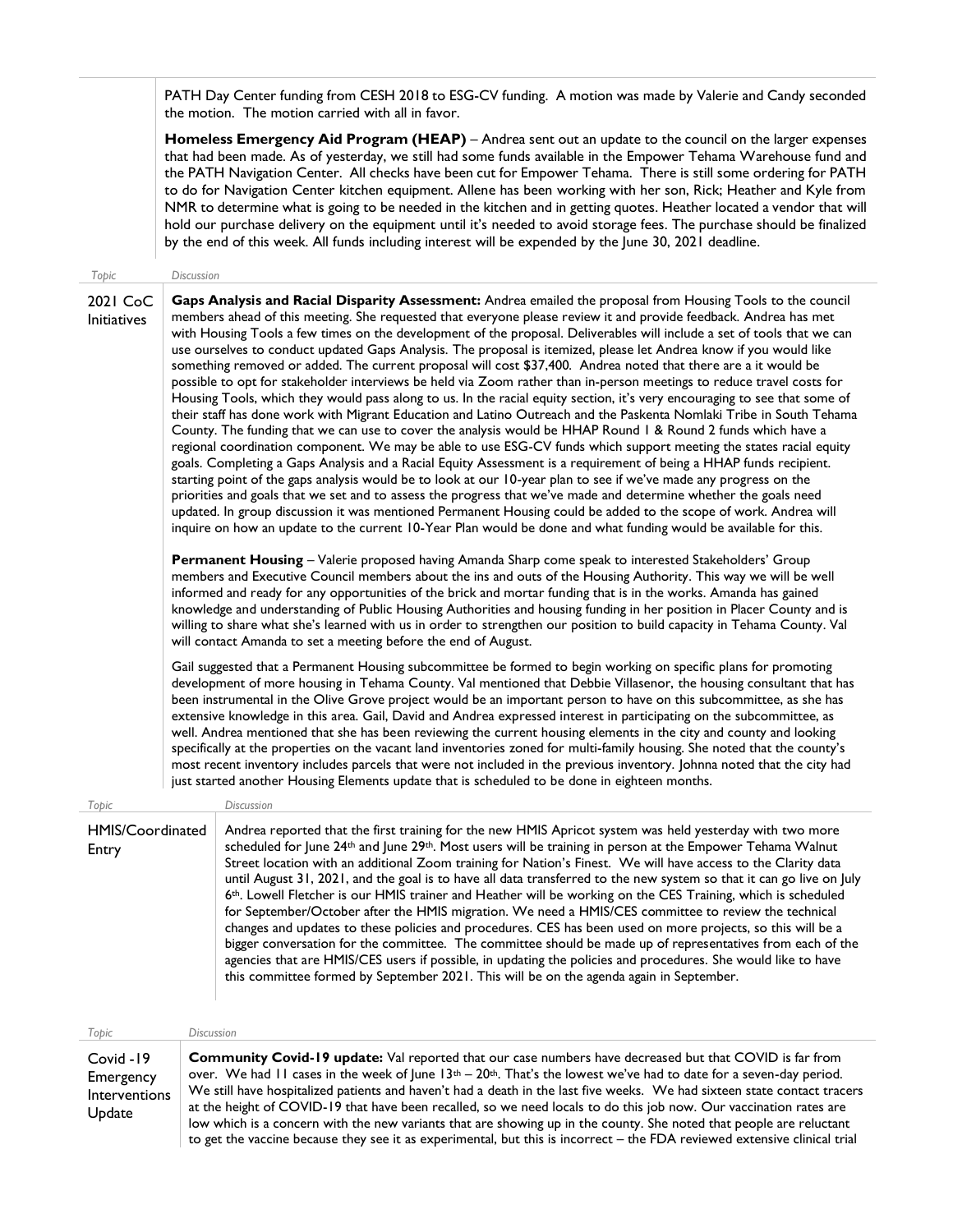PATH Day Center funding from CESH 2018 to ESG-CV funding. A motion was made by Valerie and Candy seconded the motion. The motion carried with all in favor.

**Homeless Emergency Aid Program (HEAP)** – Andrea sent out an update to the council on the larger expenses that had been made. As of yesterday, we still had some funds available in the Empower Tehama Warehouse fund and the PATH Navigation Center. All checks have been cut for Empower Tehama. There is still some ordering for PATH to do for Navigation Center kitchen equipment. Allene has been working with her son, Rick; Heather and Kyle from NMR to determine what is going to be needed in the kitchen and in getting quotes. Heather located a vendor that will hold our purchase delivery on the equipment until it's needed to avoid storage fees. The purchase should be finalized by the end of this week. All funds including interest will be expended by the June 30, 2021 deadline.

| Topic | Discussion |
|---|---|
| 2021 CoC Initiatives | **Gaps Analysis and Racial Disparity Assessment:** Andrea emailed the proposal from Housing Tools to the council members ahead of this meeting. She requested that everyone please review it and provide feedback. Andrea has met with Housing Tools a few times on the development of the proposal. Deliverables will include a set of tools that we can use ourselves to conduct updated Gaps Analysis. The proposal is itemized, please let Andrea know if you would like something removed or added. The current proposal will cost $37,400. Andrea noted that there are a it would be possible to opt for stakeholder interviews be held via Zoom rather than in-person meetings to reduce travel costs for Housing Tools, which they would pass along to us. In the racial equity section, it's very encouraging to see that some of their staff has done work with Migrant Education and Latino Outreach and the Paskenta Nomlaki Tribe in South Tehama County. The funding that we can use to cover the analysis would be HHAP Round 1 & Round 2 funds which have a regional coordination component. We may be able to use ESG-CV funds which support meeting the states racial equity goals. Completing a Gaps Analysis and a Racial Equity Assessment is a requirement of being a HHAP funds recipient. starting point of the gaps analysis would be to look at our 10-year plan to see if we've made any progress on the priorities and goals that we set and to assess the progress that we've made and determine whether the goals need updated. In group discussion it was mentioned Permanent Housing could be added to the scope of work. Andrea will inquire on how an update to the current 10-Year Plan would be done and what funding would be available for this.<br><br>**Permanent Housing** – Valerie proposed having Amanda Sharp come speak to interested Stakeholders' Group members and Executive Council members about the ins and outs of the Housing Authority. This way we will be well informed and ready for any opportunities of the brick and mortar funding that is in the works. Amanda has gained knowledge and understanding of Public Housing Authorities and housing funding in her position in Placer County and is willing to share what she's learned with us in order to strengthen our position to build capacity in Tehama County. Val will contact Amanda to set a meeting before the end of August.<br><br>Gail suggested that a Permanent Housing subcommittee be formed to begin working on specific plans for promoting development of more housing in Tehama County. Val mentioned that Debbie Villasenor, the housing consultant that has been instrumental in the Olive Grove project would be an important person to have on this subcommittee, as she has extensive knowledge in this area. Gail, David and Andrea expressed interest in participating on the subcommittee, as well. Andrea mentioned that she has been reviewing the current housing elements in the city and county and looking specifically at the properties on the vacant land inventories zoned for multi-family housing. She noted that the county's most recent inventory includes parcels that were not included in the previous inventory. Johnna noted that the city had just started another Housing Elements update that is scheduled to be done in eighteen months. |

| Topic | Discussion |
|---|---|
| HMIS/Coordinated Entry | Andrea reported that the first training for the new HMIS Apricot system was held yesterday with two more scheduled for June 24th and June 29th. Most users will be training in person at the Empower Tehama Walnut Street location with an additional Zoom training for Nation's Finest. We will have access to the Clarity data until August 31, 2021, and the goal is to have all data transferred to the new system so that it can go live on July 6th. Lowell Fletcher is our HMIS trainer and Heather will be working on the CES Training, which is scheduled for September/October after the HMIS migration. We need a HMIS/CES committee to review the technical changes and updates to these policies and procedures. CES has been used on more projects, so this will be a bigger conversation for the committee. The committee should be made up of representatives from each of the agencies that are HMIS/CES users if possible, in updating the policies and procedures. She would like to have this committee formed by September 2021. This will be on the agenda again in September. |

| Topic | Discussion |
|---|---|
| Covid -19 Emergency Interventions Update | **Community Covid-19 update:** Val reported that our case numbers have decreased but that COVID is far from over. We had 11 cases in the week of June 13th – 20th. That's the lowest we've had to date for a seven-day period. We still have hospitalized patients and haven't had a death in the last five weeks. We had sixteen state contact tracers at the height of COVID-19 that have been recalled, so we need locals to do this job now. Our vaccination rates are low which is a concern with the new variants that are showing up in the county. She noted that people are reluctant to get the vaccine because they see it as experimental, but this is incorrect – the FDA reviewed extensive clinical trial |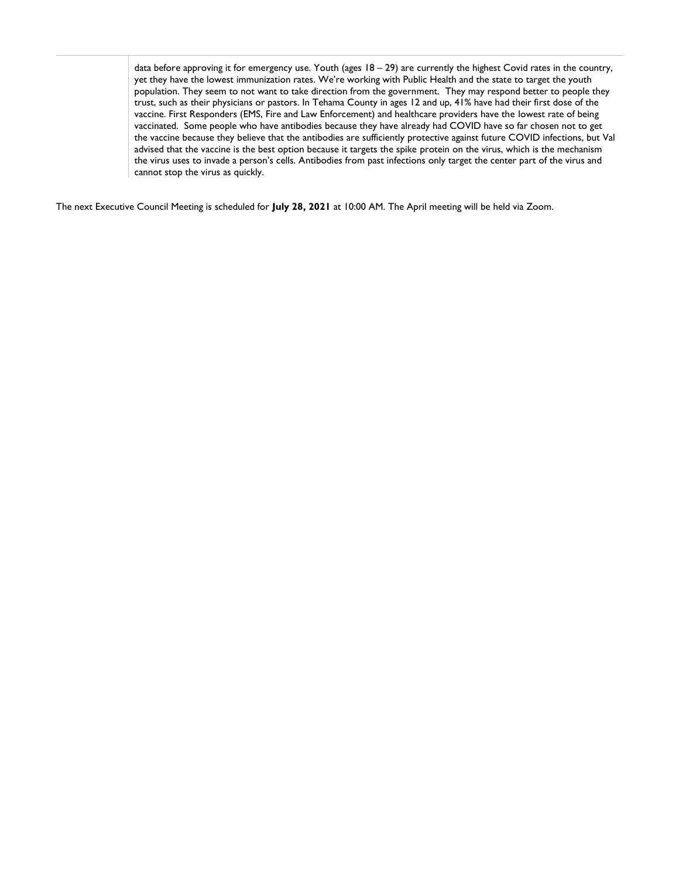data before approving it for emergency use. Youth (ages 18 – 29) are currently the highest Covid rates in the country, yet they have the lowest immunization rates. We're working with Public Health and the state to target the youth population. They seem to not want to take direction from the government. They may respond better to people they trust, such as their physicians or pastors. In Tehama County in ages 12 and up, 41% have had their first dose of the vaccine. First Responders (EMS, Fire and Law Enforcement) and healthcare providers have the lowest rate of being vaccinated. Some people who have antibodies because they have already had COVID have so far chosen not to get the vaccine because they believe that the antibodies are sufficiently protective against future COVID infections, but Val advised that the vaccine is the best option because it targets the spike protein on the virus, which is the mechanism the virus uses to invade a person's cells. Antibodies from past infections only target the center part of the virus and cannot stop the virus as quickly.

The next Executive Council Meeting is scheduled for **July 28, 2021** at 10:00 AM. The April meeting will be held via Zoom.